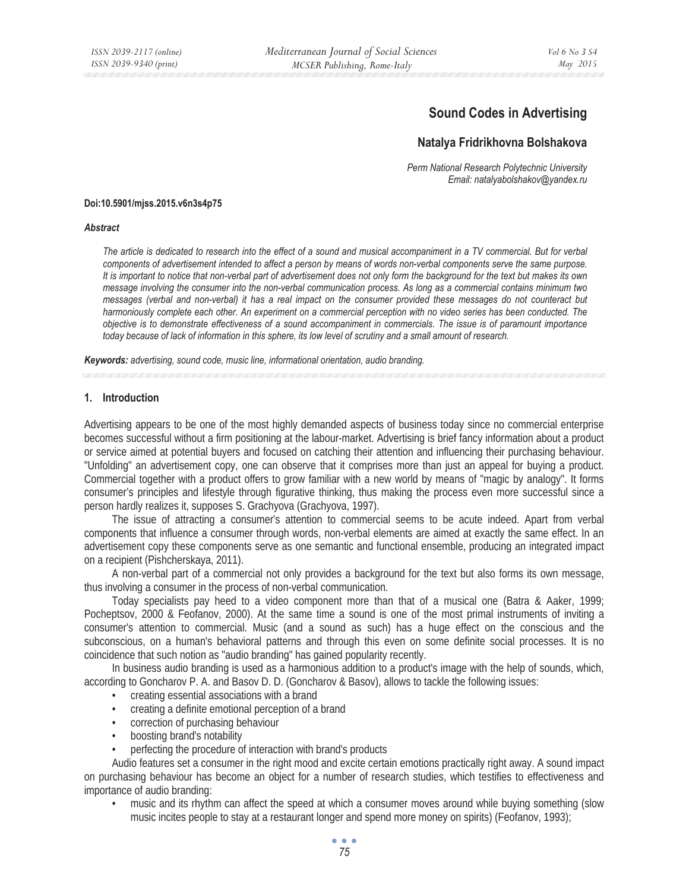# Sound Codes in Advertising

## Natalya Fridrikhovna Bolshakova

*Perm National Research Polytechnic University*
*Email: natalyabolshakov@yandex.ru*

**Doi:10.5901/mjss.2015.v6n3s4p75**

***Abstract***

*The article is dedicated to research into the effect of a sound and musical accompaniment in a TV commercial. But for verbal components of advertisement intended to affect a person by means of words non-verbal components serve the same purpose. It is important to notice that non-verbal part of advertisement does not only form the background for the text but makes its own message involving the consumer into the non-verbal communication process. As long as a commercial contains minimum two messages (verbal and non-verbal) it has a real impact on the consumer provided these messages do not counteract but harmoniously complete each other. An experiment on a commercial perception with no video series has been conducted. The objective is to demonstrate effectiveness of a sound accompaniment in commercials. The issue is of paramount importance today because of lack of information in this sphere, its low level of scrutiny and a small amount of research.*

***Keywords:*** *advertising, sound code, music line, informational orientation, audio branding.*

## 1. Introduction

Advertising appears to be one of the most highly demanded aspects of business today since no commercial enterprise becomes successful without a firm positioning at the labour-market. Advertising is brief fancy information about a product or service aimed at potential buyers and focused on catching their attention and influencing their purchasing behaviour. "Unfolding" an advertisement copy, one can observe that it comprises more than just an appeal for buying a product. Commercial together with a product offers to grow familiar with a new world by means of "magic by analogy". It forms consumer's principles and lifestyle through figurative thinking, thus making the process even more successful since a person hardly realizes it, supposes S. Grachyova (Grachyova, 1997).

The issue of attracting a consumer's attention to commercial seems to be acute indeed. Apart from verbal components that influence a consumer through words, non-verbal elements are aimed at exactly the same effect. In an advertisement copy these components serve as one semantic and functional ensemble, producing an integrated impact on a recipient (Pishcherskaya, 2011).

A non-verbal part of a commercial not only provides a background for the text but also forms its own message, thus involving a consumer in the process of non-verbal communication.

Today specialists pay heed to a video component more than that of a musical one (Batra & Aaker, 1999; Pocheptsov, 2000 & Feofanov, 2000). At the same time a sound is one of the most primal instruments of inviting a consumer's attention to commercial. Music (and a sound as such) has a huge effect on the conscious and the subconscious, on a human's behavioral patterns and through this even on some definite social processes. It is no coincidence that such notion as "audio branding" has gained popularity recently.

In business audio branding is used as a harmonious addition to a product's image with the help of sounds, which, according to Goncharov P. A. and Basov D. D. (Goncharov & Basov), allows to tackle the following issues:

- creating essential associations with a brand
- creating a definite emotional perception of a brand
- correction of purchasing behaviour
- boosting brand's notability
- perfecting the procedure of interaction with brand's products

Audio features set a consumer in the right mood and excite certain emotions practically right away. A sound impact on purchasing behaviour has become an object for a number of research studies, which testifies to effectiveness and importance of audio branding:

- music and its rhythm can affect the speed at which a consumer moves around while buying something (slow music incites people to stay at a restaurant longer and spend more money on spirits) (Feofanov, 1993);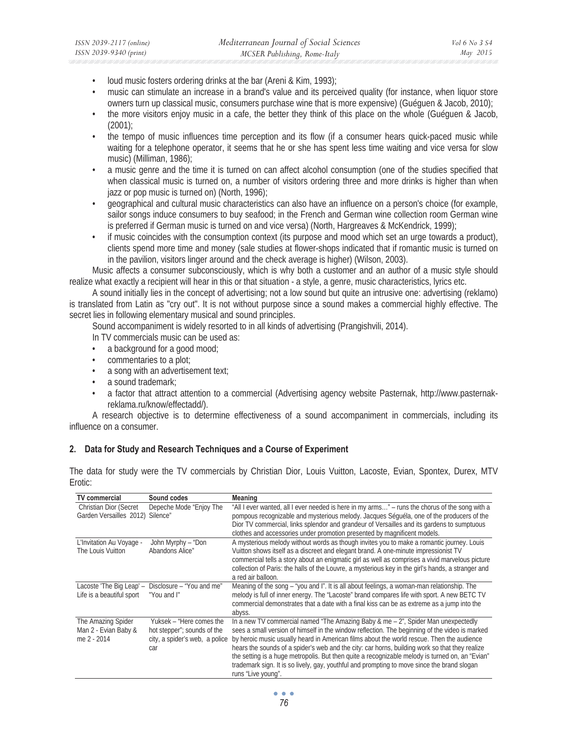- loud music fosters ordering drinks at the bar (Areni & Kim, 1993);
- music can stimulate an increase in a brand's value and its perceived quality (for instance, when liquor store owners turn up classical music, consumers purchase wine that is more expensive) (Guéguen & Jacob, 2010);
- the more visitors enjoy music in a cafe, the better they think of this place on the whole (Guéguen & Jacob, (2001);
- the tempo of music influences time perception and its flow (if a consumer hears quick-paced music while waiting for a telephone operator, it seems that he or she has spent less time waiting and vice versa for slow music) (Milliman, 1986);
- a music genre and the time it is turned on can affect alcohol consumption (one of the studies specified that when classical music is turned on, a number of visitors ordering three and more drinks is higher than when jazz or pop music is turned on) (North, 1996);
- geographical and cultural music characteristics can also have an influence on a person's choice (for example, sailor songs induce consumers to buy seafood; in the French and German wine collection room German wine is preferred if German music is turned on and vice versa) (North, Hargreaves & McKendrick, 1999);
- if music coincides with the consumption context (its purpose and mood which set an urge towards a product), clients spend more time and money (sale studies at flower-shops indicated that if romantic music is turned on in the pavilion, visitors linger around and the check average is higher) (Wilson, 2003).

Music affects a consumer subconsciously, which is why both a customer and an author of a music style should realize what exactly a recipient will hear in this or that situation - a style, a genre, music characteristics, lyrics etc.

A sound initially lies in the concept of advertising; not a low sound but quite an intrusive one: advertising (reklamo) is translated from Latin as "cry out". It is not without purpose since a sound makes a commercial highly effective. The secret lies in following elementary musical and sound principles.

Sound accompaniment is widely resorted to in all kinds of advertising (Prangishvili, 2014).

In TV commercials music can be used as:

- a background for a good mood;
- commentaries to a plot;
- a song with an advertisement text;
- a sound trademark;
- a factor that attract attention to a commercial (Advertising agency website Pasternak, http://www.pasternak-reklama.ru/know/effectadd/).

A research objective is to determine effectiveness of a sound accompaniment in commercials, including its influence on a consumer.

## 2. Data for Study and Research Techniques and a Course of Experiment

The data for study were the TV commercials by Christian Dior, Louis Vuitton, Lacoste, Evian, Spontex, Durex, MTV Erotic:

| TV commercial | Sound codes | Meaning |
|---|---|---|
| Christian Dior (Secret Garden Versailles 2012) | Depeche Mode "Enjoy The Silence" | "All I ever wanted, all I ever needed is here in my arms…" – runs the chorus of the song with a pompous recognizable and mysterious melody. Jacques Séguéla, one of the producers of the Dior TV commercial, links splendor and grandeur of Versailles and its gardens to sumptuous clothes and accessories under promotion presented by magnificent models. |
| L'Invitation Au Voyage - The Louis Vuitton | John Myrphy – "Don Abandons Alice" | A mysterious melody without words as though invites you to make a romantic journey. Louis Vuitton shows itself as a discreet and elegant brand. A one-minute impressionist TV commercial tells a story about an enigmatic girl as well as comprises a vivid marvelous picture collection of Paris: the halls of the Louvre, a mysterious key in the girl's hands, a stranger and a red air balloon. |
| Lacoste 'The Big Leap' – Life is a beautiful sport | Disclosure – "You and me" "You and I" | Meaning of the song – "you and I". It is all about feelings, a woman-man relationship. The melody is full of inner energy. The "Lacoste" brand compares life with sport. A new BETC TV commercial demonstrates that a date with a final kiss can be as extreme as a jump into the abyss. |
| The Amazing Spider Man 2 - Evian Baby & me 2 - 2014 | Yuksek – "Here comes the hot stepper"; sounds of the city, a spider's web, a police car | In a new TV commercial named "The Amazing Baby & me – 2", Spider Man unexpectedly sees a small version of himself in the window reflection. The beginning of the video is marked by heroic music usually heard in American films about the world rescue. Then the audience hears the sounds of a spider's web and the city: car horns, building work so that they realize the setting is a huge metropolis. But then quite a recognizable melody is turned on, an "Evian" trademark sign. It is so lively, gay, youthful and prompting to move since the brand slogan runs "Live young". |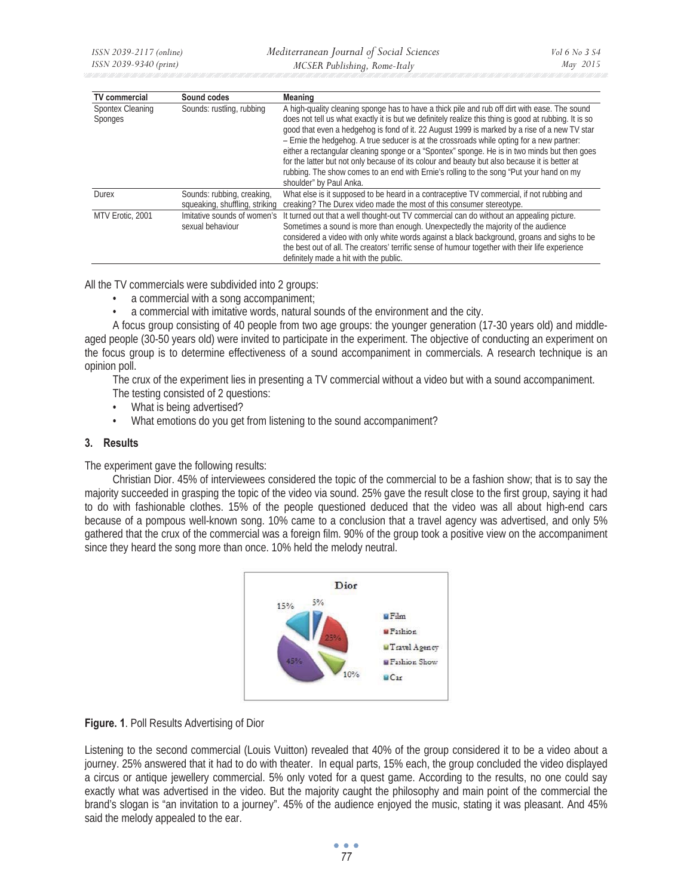| TV commercial | Sound codes | Meaning |
|---|---|---|
| Spontex Cleaning Sponges | Sounds: rustling, rubbing | A high-quality cleaning sponge has to have a thick pile and rub off dirt with ease. The sound does not tell us what exactly it is but we definitely realize this thing is good at rubbing. It is so good that even a hedgehog is fond of it. 22 August 1999 is marked by a rise of a new TV star – Ernie the hedgehog. A true seducer is at the crossroads while opting for a new partner: either a rectangular cleaning sponge or a "Spontex" sponge. He is in two minds but then goes for the latter but not only because of its colour and beauty but also because it is better at rubbing. The show comes to an end with Ernie's rolling to the song "Put your hand on my shoulder" by Paul Anka. |
| Durex | Sounds: rubbing, creaking, squeaking, shuffling, striking | What else is it supposed to be heard in a contraceptive TV commercial, if not rubbing and creaking? The Durex video made the most of this consumer stereotype. |
| MTV Erotic, 2001 | Imitative sounds of women's sexual behaviour | It turned out that a well thought-out TV commercial can do without an appealing picture. Sometimes a sound is more than enough. Unexpectedly the majority of the audience considered a video with only white words against a black background, groans and sighs to be the best out of all. The creators' terrific sense of humour together with their life experience definitely made a hit with the public. |

All the TV commercials were subdivided into 2 groups:

- a commercial with a song accompaniment;
- a commercial with imitative words, natural sounds of the environment and the city.

A focus group consisting of 40 people from two age groups: the younger generation (17-30 years old) and middle-aged people (30-50 years old) were invited to participate in the experiment. The objective of conducting an experiment on the focus group is to determine effectiveness of a sound accompaniment in commercials. A research technique is an opinion poll.

The crux of the experiment lies in presenting a TV commercial without a video but with a sound accompaniment.

The testing consisted of 2 questions:

- What is being advertised?
- What emotions do you get from listening to the sound accompaniment?

## 3. Results

The experiment gave the following results:

Christian Dior. 45% of interviewees considered the topic of the commercial to be a fashion show; that is to say the majority succeeded in grasping the topic of the video via sound. 25% gave the result close to the first group, saying it had to do with fashionable clothes. 15% of the people questioned deduced that the video was all about high-end cars because of a pompous well-known song. 10% came to a conclusion that a travel agency was advertised, and only 5% gathered that the crux of the commercial was a foreign film. 90% of the group took a positive view on the accompaniment since they heard the song more than once. 10% held the melody neutral.

**Figure. 1**. Poll Results Advertising of Dior

Listening to the second commercial (Louis Vuitton) revealed that 40% of the group considered it to be a video about a journey. 25% answered that it had to do with theater. In equal parts, 15% each, the group concluded the video displayed a circus or antique jewellery commercial. 5% only voted for a quest game. According to the results, no one could say exactly what was advertised in the video. But the majority caught the philosophy and main point of the commercial the brand's slogan is "an invitation to a journey". 45% of the audience enjoyed the music, stating it was pleasant. And 45% said the melody appealed to the ear.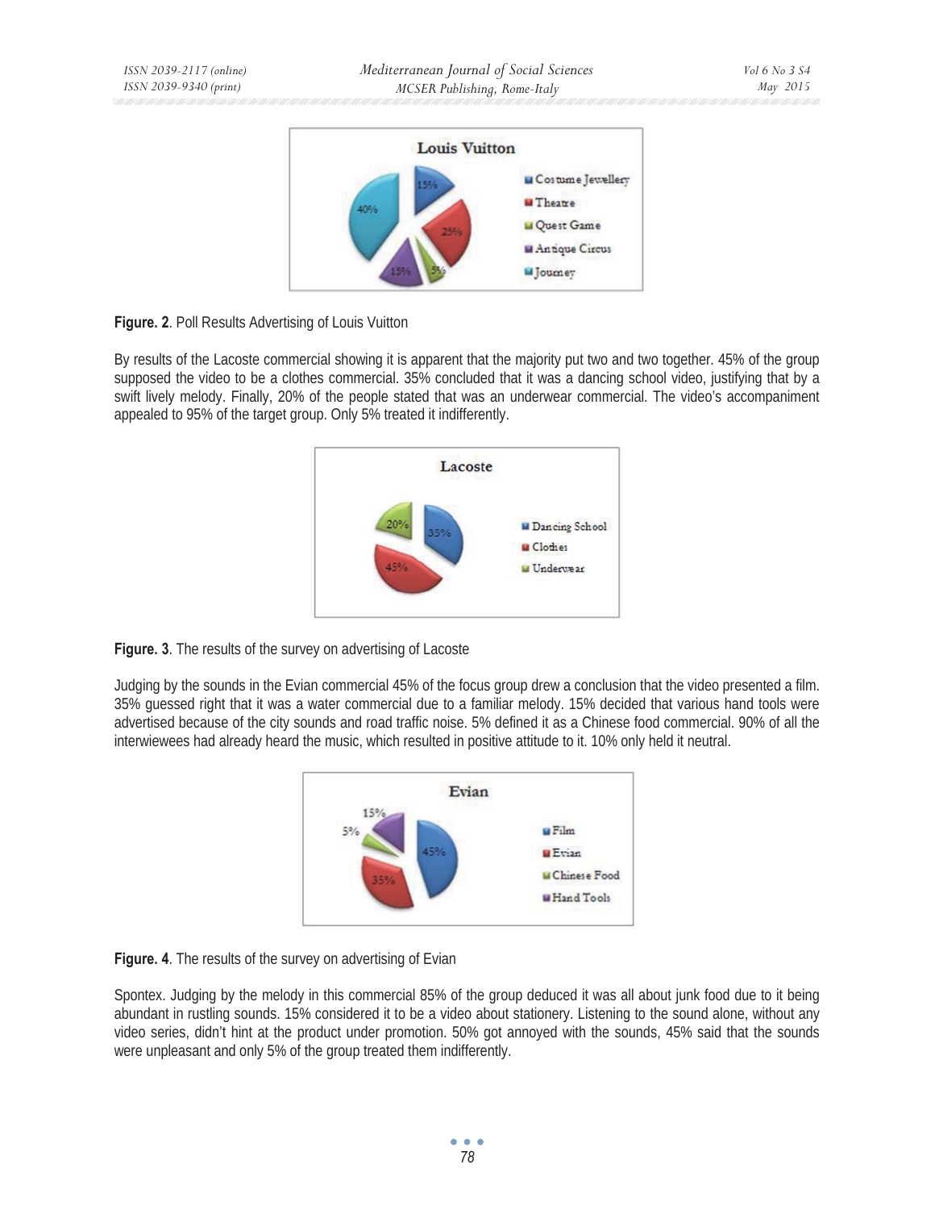**Figure. 2**. Poll Results Advertising of Louis Vuitton

By results of the Lacoste commercial showing it is apparent that the majority put two and two together. 45% of the group supposed the video to be a clothes commercial. 35% concluded that it was a dancing school video, justifying that by a swift lively melody. Finally, 20% of the people stated that was an underwear commercial. The video's accompaniment appealed to 95% of the target group. Only 5% treated it indifferently.

**Figure. 3**. The results of the survey on advertising of Lacoste

Judging by the sounds in the Evian commercial 45% of the focus group drew a conclusion that the video presented a film. 35% guessed right that it was a water commercial due to a familiar melody. 15% decided that various hand tools were advertised because of the city sounds and road traffic noise. 5% defined it as a Chinese food commercial. 90% of all the interwiewees had already heard the music, which resulted in positive attitude to it. 10% only held it neutral.

**Figure. 4**. The results of the survey on advertising of Evian

Spontex. Judging by the melody in this commercial 85% of the group deduced it was all about junk food due to it being abundant in rustling sounds. 15% considered it to be a video about stationery. Listening to the sound alone, without any video series, didn't hint at the product under promotion. 50% got annoyed with the sounds, 45% said that the sounds were unpleasant and only 5% of the group treated them indifferently.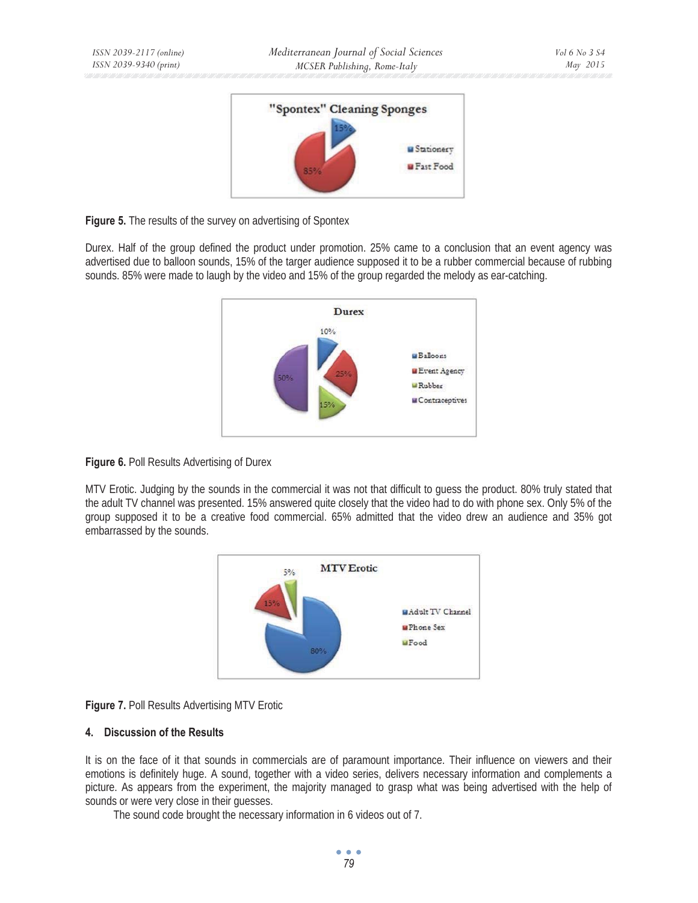Figure 5. The results of the survey on advertising of Spontex

Durex. Half of the group defined the product under promotion. 25% came to a conclusion that an event agency was advertised due to balloon sounds, 15% of the targer audience supposed it to be a rubber commercial because of rubbing sounds. 85% were made to laugh by the video and 15% of the group regarded the melody as ear-catching.

Figure 6. Poll Results Advertising of Durex

MTV Erotic. Judging by the sounds in the commercial it was not that difficult to guess the product. 80% truly stated that the adult TV channel was presented. 15% answered quite closely that the video had to do with phone sex. Only 5% of the group supposed it to be a creative food commercial. 65% admitted that the video drew an audience and 35% got embarrassed by the sounds.

Figure 7. Poll Results Advertising MTV Erotic

## 4. Discussion of the Results

It is on the face of it that sounds in commercials are of paramount importance. Their influence on viewers and their emotions is definitely huge. A sound, together with a video series, delivers necessary information and complements a picture. As appears from the experiment, the majority managed to grasp what was being advertised with the help of sounds or were very close in their guesses.

The sound code brought the necessary information in 6 videos out of 7.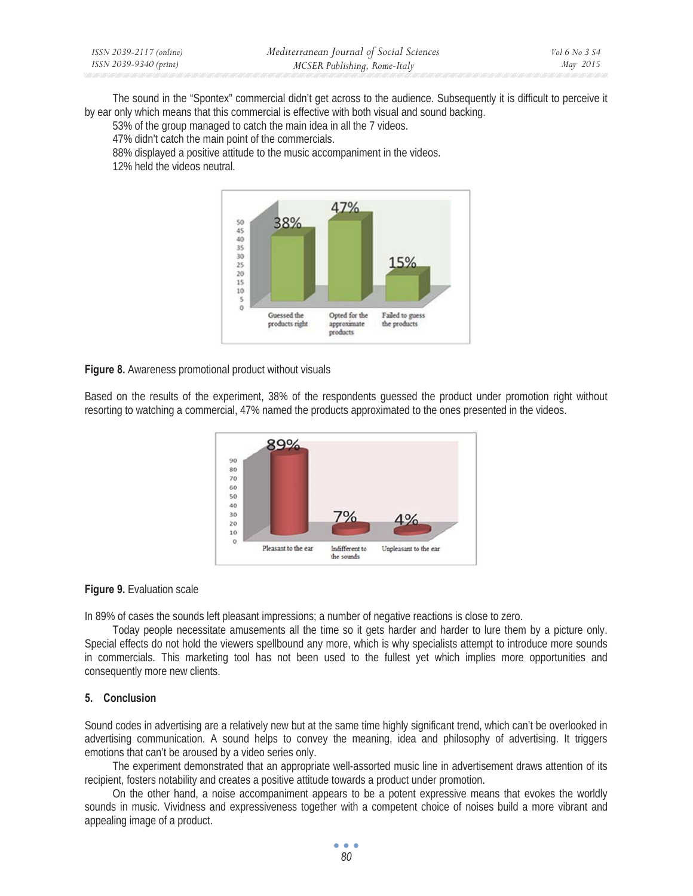The sound in the "Spontex" commercial didn't get across to the audience. Subsequently it is difficult to perceive it by ear only which means that this commercial is effective with both visual and sound backing.

53% of the group managed to catch the main idea in all the 7 videos.

47% didn't catch the main point of the commercials.

88% displayed a positive attitude to the music accompaniment in the videos.

12% held the videos neutral.

**Figure 8.** Awareness promotional product without visuals

Based on the results of the experiment, 38% of the respondents guessed the product under promotion right without resorting to watching a commercial, 47% named the products approximated to the ones presented in the videos.

**Figure 9.** Evaluation scale

In 89% of cases the sounds left pleasant impressions; a number of negative reactions is close to zero.

Today people necessitate amusements all the time so it gets harder and harder to lure them by a picture only. Special effects do not hold the viewers spellbound any more, which is why specialists attempt to introduce more sounds in commercials. This marketing tool has not been used to the fullest yet which implies more opportunities and consequently more new clients.

## 5. Conclusion

Sound codes in advertising are a relatively new but at the same time highly significant trend, which can't be overlooked in advertising communication. A sound helps to convey the meaning, idea and philosophy of advertising. It triggers emotions that can't be aroused by a video series only.

The experiment demonstrated that an appropriate well-assorted music line in advertisement draws attention of its recipient, fosters notability and creates a positive attitude towards a product under promotion.

On the other hand, a noise accompaniment appears to be a potent expressive means that evokes the worldly sounds in music. Vividness and expressiveness together with a competent choice of noises build a more vibrant and appealing image of a product.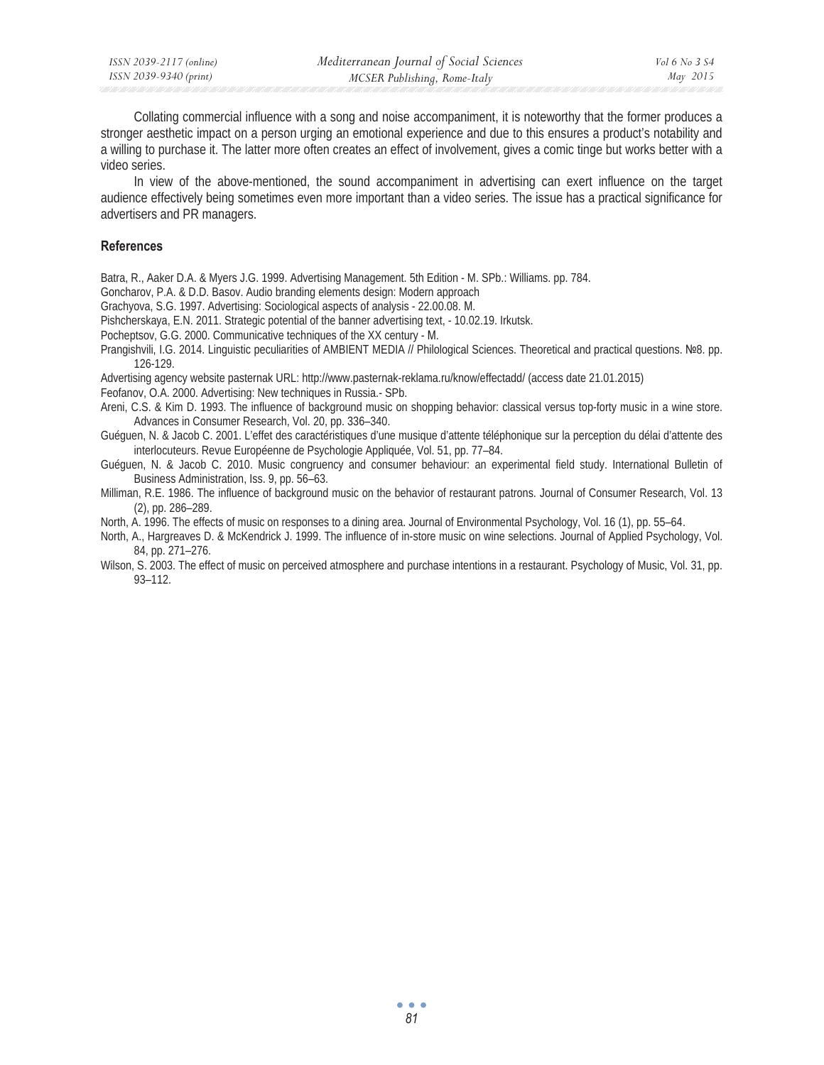Collating commercial influence with a song and noise accompaniment, it is noteworthy that the former produces a stronger aesthetic impact on a person urging an emotional experience and due to this ensures a product's notability and a willing to purchase it. The latter more often creates an effect of involvement, gives a comic tinge but works better with a video series.

In view of the above-mentioned, the sound accompaniment in advertising can exert influence on the target audience effectively being sometimes even more important than a video series. The issue has a practical significance for advertisers and PR managers.

## References

Batra, R., Aaker D.A. & Myers J.G. 1999. Advertising Management. 5th Edition - M. SPb.: Williams. pp. 784.

Goncharov, P.A. & D.D. Basov. Audio branding elements design: Modern approach

Grachyova, S.G. 1997. Advertising: Sociological aspects of analysis - 22.00.08. M.

Pishcherskaya, E.N. 2011. Strategic potential of the banner advertising text, - 10.02.19. Irkutsk.

Pocheptsov, G.G. 2000. Communicative techniques of the XX century - M.

Prangishvili, I.G. 2014. Linguistic peculiarities of AMBIENT MEDIA // Philological Sciences. Theoretical and practical questions. №8. pp. 126-129.

Advertising agency website pasternak URL: http://www.pasternak-reklama.ru/know/effectadd/ (access date 21.01.2015)

Feofanov, O.A. 2000. Advertising: New techniques in Russia.- SPb.

Areni, C.S. & Kim D. 1993. The influence of background music on shopping behavior: classical versus top-forty music in a wine store. Advances in Consumer Research, Vol. 20, pp. 336–340.

Guéguen, N. & Jacob C. 2001. L'effet des caractéristiques d'une musique d'attente téléphonique sur la perception du délai d'attente des interlocuteurs. Revue Européenne de Psychologie Appliquée, Vol. 51, pp. 77–84.

Guéguen, N. & Jacob C. 2010. Music congruency and consumer behaviour: an experimental field study. International Bulletin of Business Administration, Iss. 9, pp. 56–63.

Milliman, R.E. 1986. The influence of background music on the behavior of restaurant patrons. Journal of Consumer Research, Vol. 13 (2), pp. 286–289.

North, A. 1996. The effects of music on responses to a dining area. Journal of Environmental Psychology, Vol. 16 (1), pp. 55–64.

North, A., Hargreaves D. & McKendrick J. 1999. The influence of in-store music on wine selections. Journal of Applied Psychology, Vol. 84, pp. 271–276.

Wilson, S. 2003. The effect of music on perceived atmosphere and purchase intentions in a restaurant. Psychology of Music, Vol. 31, pp. 93–112.